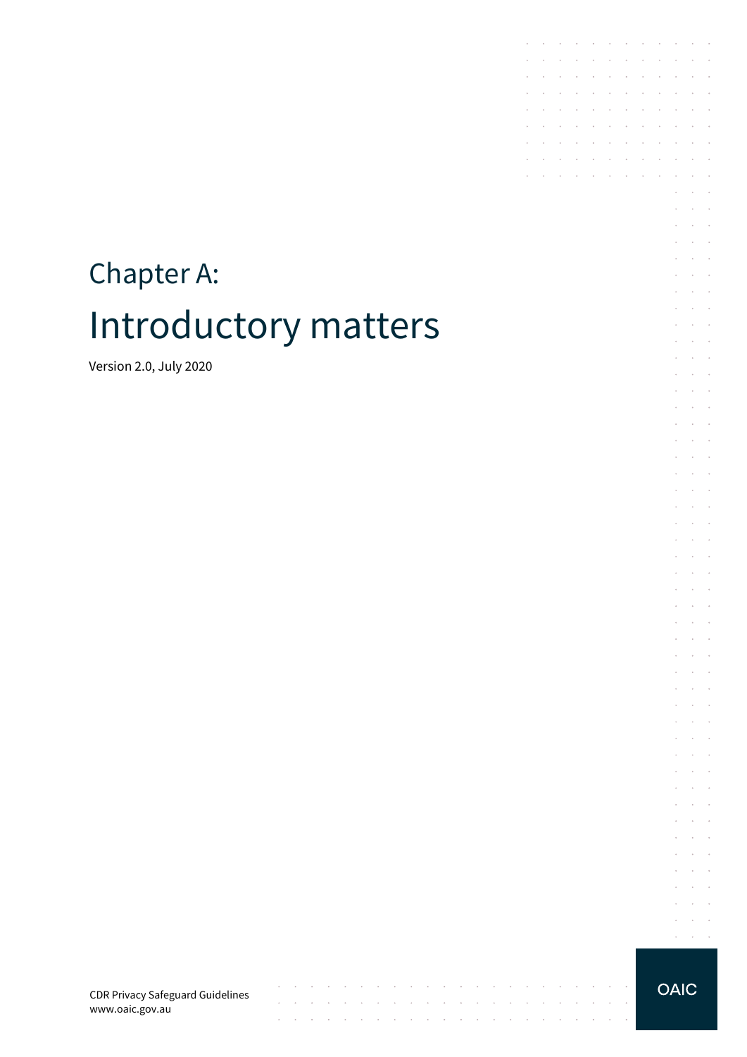# Chapter A:

# Introductory matters

Version 2.0, July 2020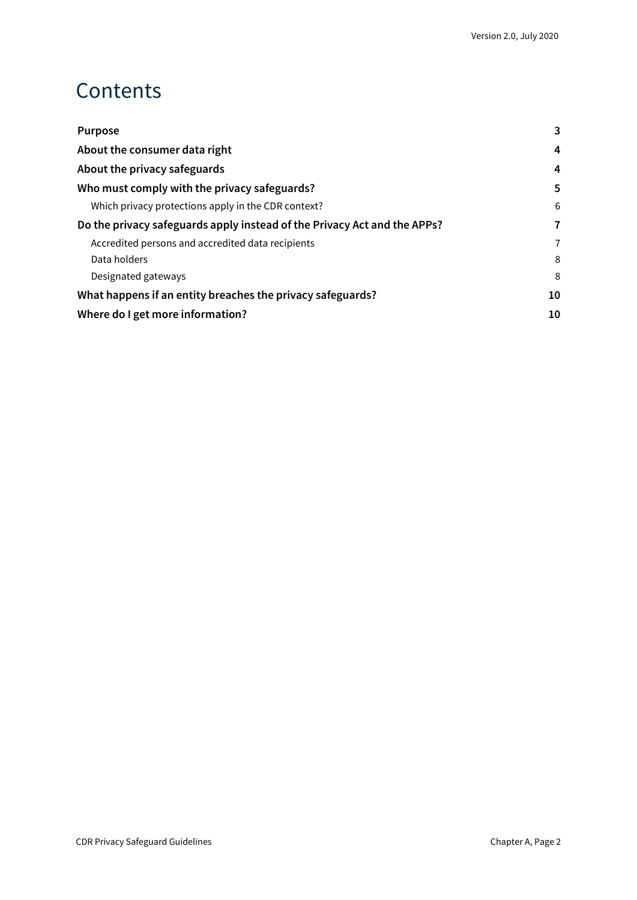# Contents

| | |
|---|---|
| **Purpose** | **3** |
| **About the consumer data right** | **4** |
| **About the privacy safeguards** | **4** |
| **Who must comply with the privacy safeguards?** | **5** |
| Which privacy protections apply in the CDR context? | 6 |
| **Do the privacy safeguards apply instead of the Privacy Act and the APPs?** | **7** |
| Accredited persons and accredited data recipients | 7 |
| Data holders | 8 |
| Designated gateways | 8 |
| **What happens if an entity breaches the privacy safeguards?** | **10** |
| **Where do I get more information?** | **10** |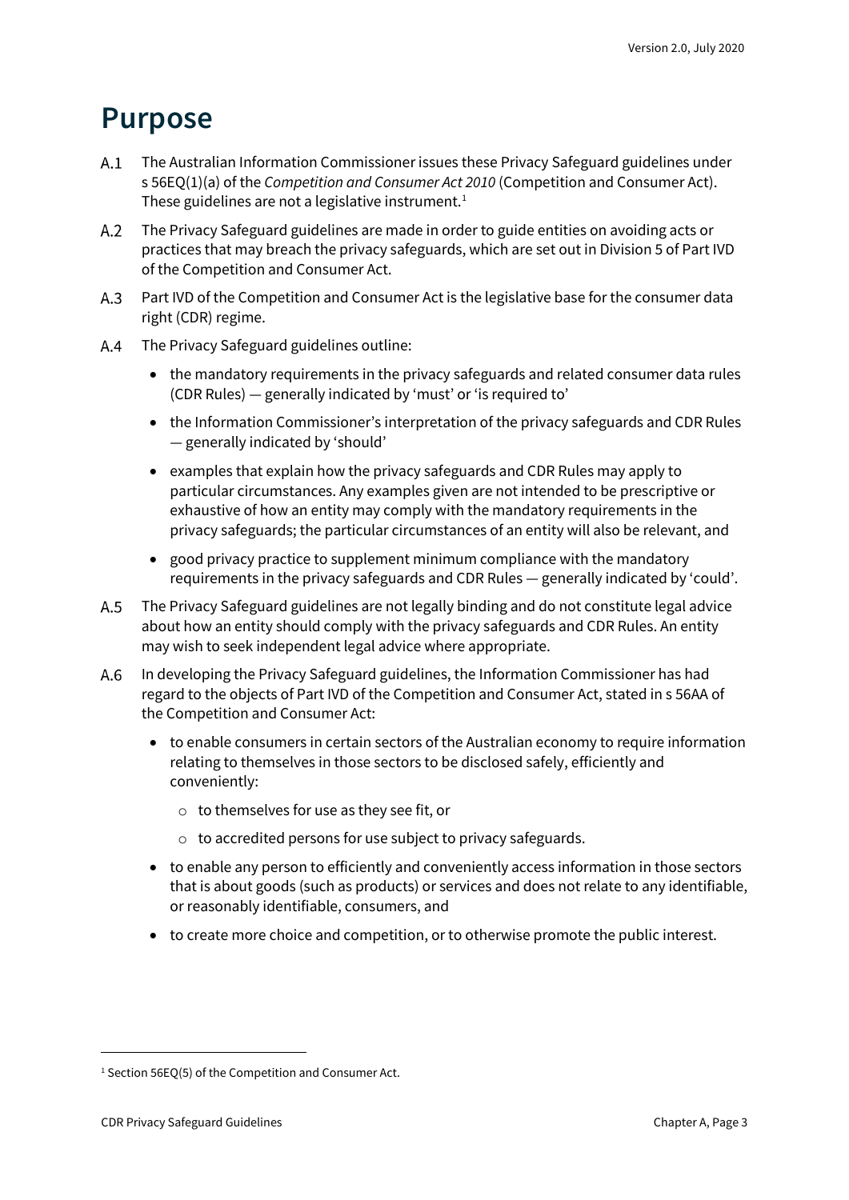# Purpose

A.1 The Australian Information Commissioner issues these Privacy Safeguard guidelines under s 56EQ(1)(a) of the *Competition and Consumer Act 2010* (Competition and Consumer Act). These guidelines are not a legislative instrument.[1]

A.2 The Privacy Safeguard guidelines are made in order to guide entities on avoiding acts or practices that may breach the privacy safeguards, which are set out in Division 5 of Part IVD of the Competition and Consumer Act.

A.3 Part IVD of the Competition and Consumer Act is the legislative base for the consumer data right (CDR) regime.

A.4 The Privacy Safeguard guidelines outline:

- the mandatory requirements in the privacy safeguards and related consumer data rules (CDR Rules) — generally indicated by 'must' or 'is required to'
- the Information Commissioner's interpretation of the privacy safeguards and CDR Rules — generally indicated by 'should'
- examples that explain how the privacy safeguards and CDR Rules may apply to particular circumstances. Any examples given are not intended to be prescriptive or exhaustive of how an entity may comply with the mandatory requirements in the privacy safeguards; the particular circumstances of an entity will also be relevant, and
- good privacy practice to supplement minimum compliance with the mandatory requirements in the privacy safeguards and CDR Rules — generally indicated by 'could'.

A.5 The Privacy Safeguard guidelines are not legally binding and do not constitute legal advice about how an entity should comply with the privacy safeguards and CDR Rules. An entity may wish to seek independent legal advice where appropriate.

A.6 In developing the Privacy Safeguard guidelines, the Information Commissioner has had regard to the objects of Part IVD of the Competition and Consumer Act, stated in s 56AA of the Competition and Consumer Act:

- to enable consumers in certain sectors of the Australian economy to require information relating to themselves in those sectors to be disclosed safely, efficiently and conveniently:
  - to themselves for use as they see fit, or
  - to accredited persons for use subject to privacy safeguards.
- to enable any person to efficiently and conveniently access information in those sectors that is about goods (such as products) or services and does not relate to any identifiable, or reasonably identifiable, consumers, and
- to create more choice and competition, or to otherwise promote the public interest.

---

[1] Section 56EQ(5) of the Competition and Consumer Act.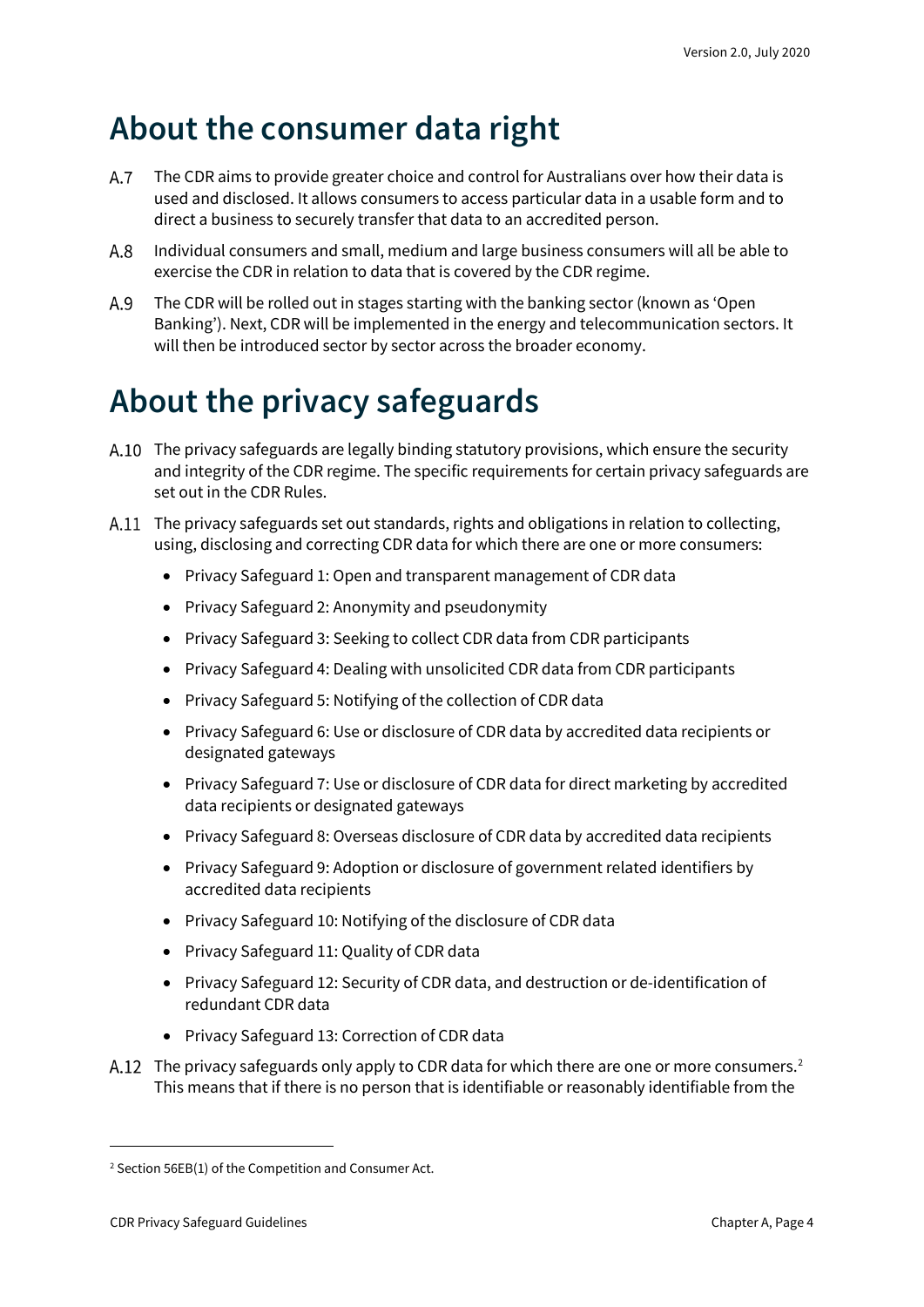# About the consumer data right

A.7 The CDR aims to provide greater choice and control for Australians over how their data is used and disclosed. It allows consumers to access particular data in a usable form and to direct a business to securely transfer that data to an accredited person.

A.8 Individual consumers and small, medium and large business consumers will all be able to exercise the CDR in relation to data that is covered by the CDR regime.

A.9 The CDR will be rolled out in stages starting with the banking sector (known as 'Open Banking'). Next, CDR will be implemented in the energy and telecommunication sectors. It will then be introduced sector by sector across the broader economy.

# About the privacy safeguards

A.10 The privacy safeguards are legally binding statutory provisions, which ensure the security and integrity of the CDR regime. The specific requirements for certain privacy safeguards are set out in the CDR Rules.

A.11 The privacy safeguards set out standards, rights and obligations in relation to collecting, using, disclosing and correcting CDR data for which there are one or more consumers:

- Privacy Safeguard 1: Open and transparent management of CDR data
- Privacy Safeguard 2: Anonymity and pseudonymity
- Privacy Safeguard 3: Seeking to collect CDR data from CDR participants
- Privacy Safeguard 4: Dealing with unsolicited CDR data from CDR participants
- Privacy Safeguard 5: Notifying of the collection of CDR data
- Privacy Safeguard 6: Use or disclosure of CDR data by accredited data recipients or designated gateways
- Privacy Safeguard 7: Use or disclosure of CDR data for direct marketing by accredited data recipients or designated gateways
- Privacy Safeguard 8: Overseas disclosure of CDR data by accredited data recipients
- Privacy Safeguard 9: Adoption or disclosure of government related identifiers by accredited data recipients
- Privacy Safeguard 10: Notifying of the disclosure of CDR data
- Privacy Safeguard 11: Quality of CDR data
- Privacy Safeguard 12: Security of CDR data, and destruction or de-identification of redundant CDR data
- Privacy Safeguard 13: Correction of CDR data

A.12 The privacy safeguards only apply to CDR data for which there are one or more consumers.[2] This means that if there is no person that is identifiable or reasonably identifiable from the

[2] Section 56EB(1) of the Competition and Consumer Act.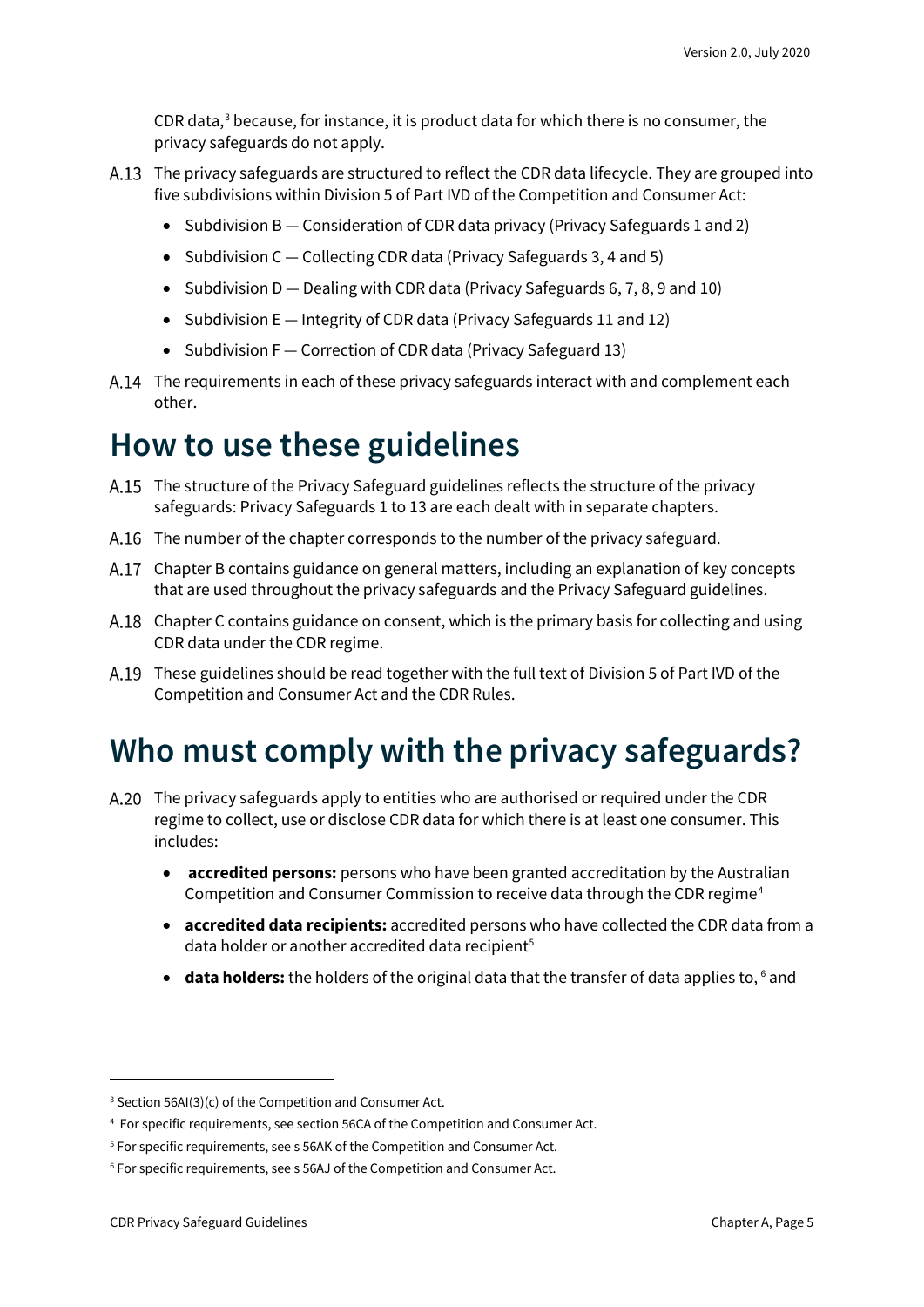CDR data,[3] because, for instance, it is product data for which there is no consumer, the privacy safeguards do not apply.

A.13 The privacy safeguards are structured to reflect the CDR data lifecycle. They are grouped into five subdivisions within Division 5 of Part IVD of the Competition and Consumer Act:

- Subdivision B — Consideration of CDR data privacy (Privacy Safeguards 1 and 2)
- Subdivision C — Collecting CDR data (Privacy Safeguards 3, 4 and 5)
- Subdivision D — Dealing with CDR data (Privacy Safeguards 6, 7, 8, 9 and 10)
- Subdivision E — Integrity of CDR data (Privacy Safeguards 11 and 12)
- Subdivision F — Correction of CDR data (Privacy Safeguard 13)

A.14 The requirements in each of these privacy safeguards interact with and complement each other.

# How to use these guidelines

A.15 The structure of the Privacy Safeguard guidelines reflects the structure of the privacy safeguards: Privacy Safeguards 1 to 13 are each dealt with in separate chapters.

A.16 The number of the chapter corresponds to the number of the privacy safeguard.

A.17 Chapter B contains guidance on general matters, including an explanation of key concepts that are used throughout the privacy safeguards and the Privacy Safeguard guidelines.

A.18 Chapter C contains guidance on consent, which is the primary basis for collecting and using CDR data under the CDR regime.

A.19 These guidelines should be read together with the full text of Division 5 of Part IVD of the Competition and Consumer Act and the CDR Rules.

# Who must comply with the privacy safeguards?

A.20 The privacy safeguards apply to entities who are authorised or required under the CDR regime to collect, use or disclose CDR data for which there is at least one consumer. This includes:

- **accredited persons:** persons who have been granted accreditation by the Australian Competition and Consumer Commission to receive data through the CDR regime[4]
- **accredited data recipients:** accredited persons who have collected the CDR data from a data holder or another accredited data recipient[5]
- **data holders:** the holders of the original data that the transfer of data applies to, [6] and

---

[3] Section 56AI(3)(c) of the Competition and Consumer Act.

[4] For specific requirements, see section 56CA of the Competition and Consumer Act.

[5] For specific requirements, see s 56AK of the Competition and Consumer Act.

[6] For specific requirements, see s 56AJ of the Competition and Consumer Act.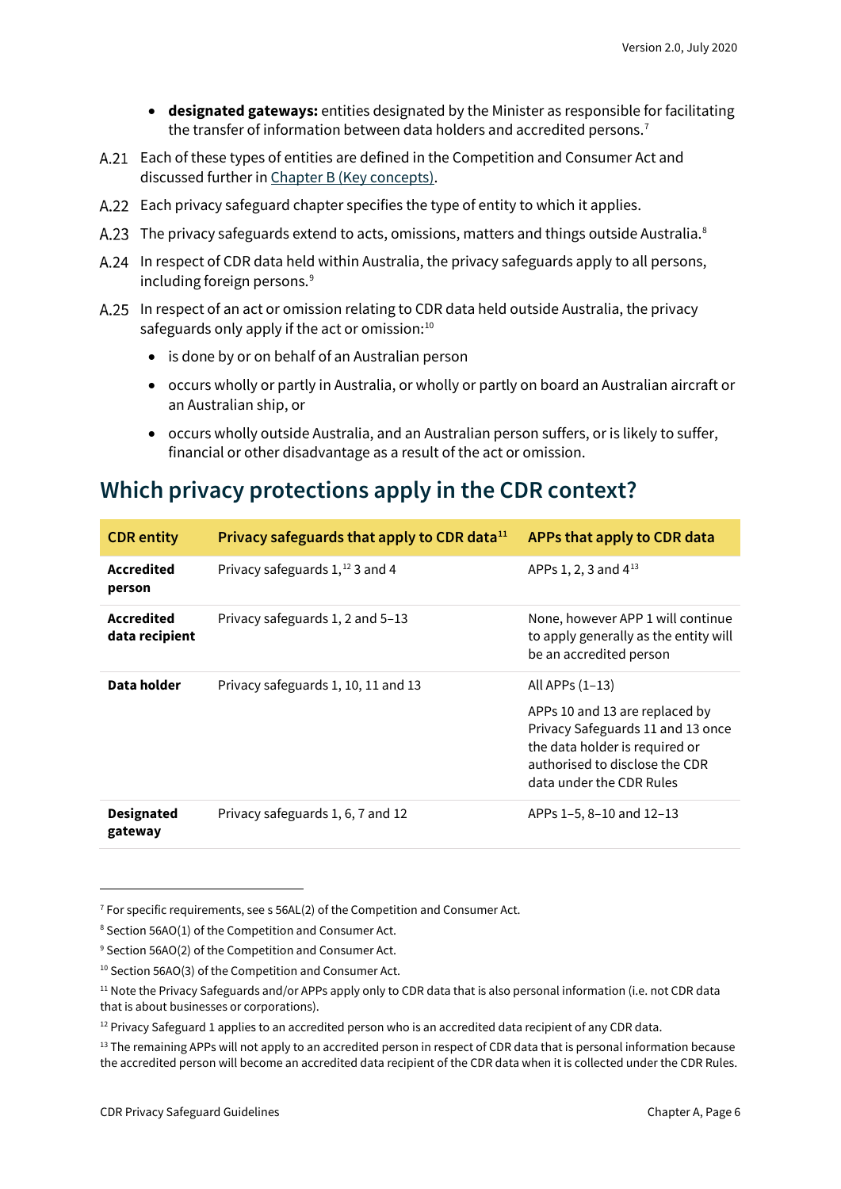- **designated gateways:** entities designated by the Minister as responsible for facilitating the transfer of information between data holders and accredited persons.[7]

A.21 Each of these types of entities are defined in the Competition and Consumer Act and discussed further in [Chapter B (Key concepts)](#).

A.22 Each privacy safeguard chapter specifies the type of entity to which it applies.

A.23 The privacy safeguards extend to acts, omissions, matters and things outside Australia.[8]

A.24 In respect of CDR data held within Australia, the privacy safeguards apply to all persons, including foreign persons.[9]

A.25 In respect of an act or omission relating to CDR data held outside Australia, the privacy safeguards only apply if the act or omission:[10]

- is done by or on behalf of an Australian person
- occurs wholly or partly in Australia, or wholly or partly on board an Australian aircraft or an Australian ship, or
- occurs wholly outside Australia, and an Australian person suffers, or is likely to suffer, financial or other disadvantage as a result of the act or omission.

## Which privacy protections apply in the CDR context?

| CDR entity | Privacy safeguards that apply to CDR data[11] | APPs that apply to CDR data |
|---|---|---|
| **Accredited person** | Privacy safeguards 1,[12] 3 and 4 | APPs 1, 2, 3 and 4[13] |
| **Accredited data recipient** | Privacy safeguards 1, 2 and 5–13 | None, however APP 1 will continue to apply generally as the entity will be an accredited person |
| **Data holder** | Privacy safeguards 1, 10, 11 and 13 | All APPs (1–13)<br><br>APPs 10 and 13 are replaced by Privacy Safeguards 11 and 13 once the data holder is required or authorised to disclose the CDR data under the CDR Rules |
| **Designated gateway** | Privacy safeguards 1, 6, 7 and 12 | APPs 1–5, 8–10 and 12–13 |

[7] For specific requirements, see s 56AL(2) of the Competition and Consumer Act.

[8] Section 56AO(1) of the Competition and Consumer Act.

[9] Section 56AO(2) of the Competition and Consumer Act.

[10] Section 56AO(3) of the Competition and Consumer Act.

[11] Note the Privacy Safeguards and/or APPs apply only to CDR data that is also personal information (i.e. not CDR data that is about businesses or corporations).

[12] Privacy Safeguard 1 applies to an accredited person who is an accredited data recipient of any CDR data.

[13] The remaining APPs will not apply to an accredited person in respect of CDR data that is personal information because the accredited person will become an accredited data recipient of the CDR data when it is collected under the CDR Rules.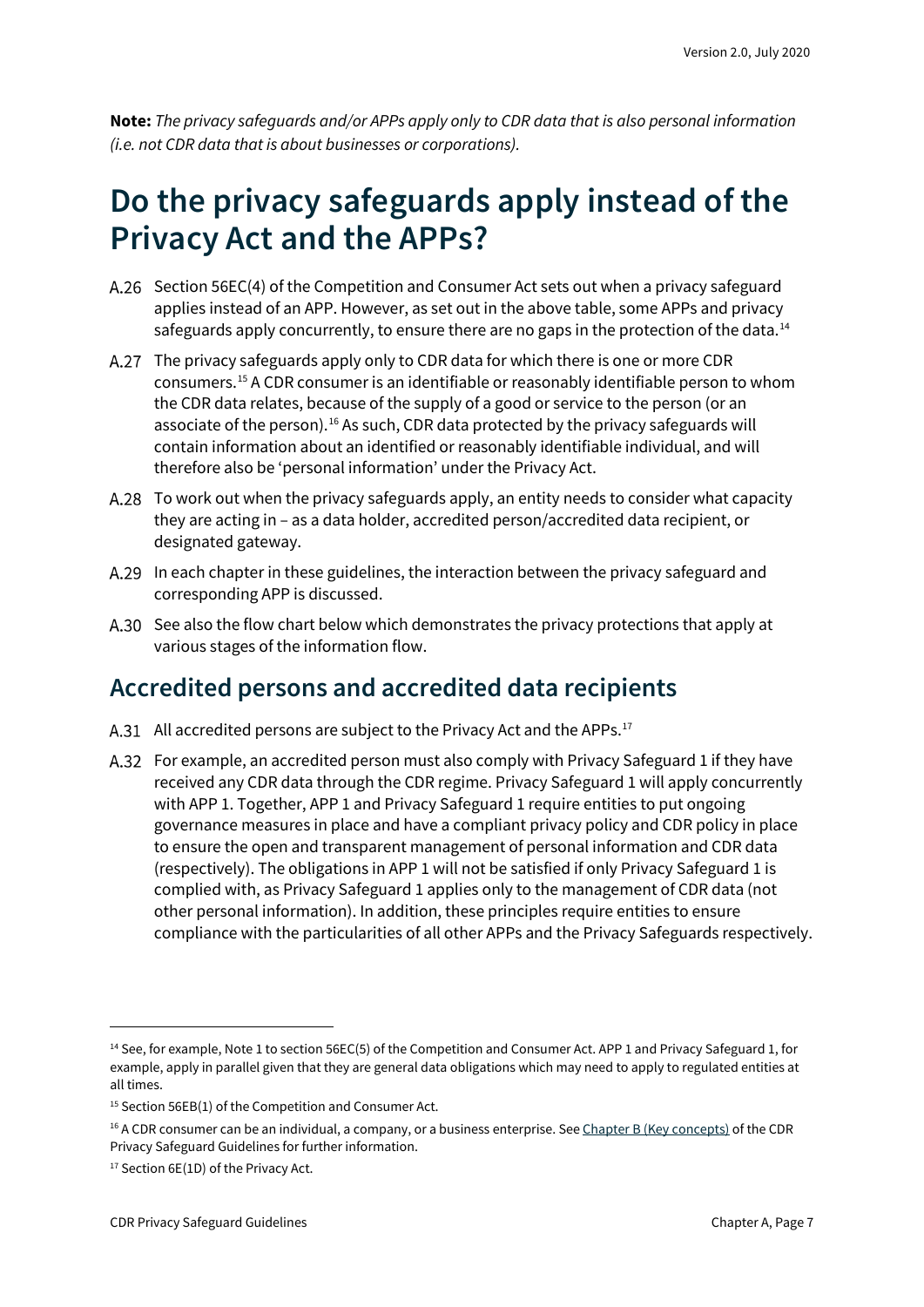**Note:** *The privacy safeguards and/or APPs apply only to CDR data that is also personal information (i.e. not CDR data that is about businesses or corporations).*

# Do the privacy safeguards apply instead of the Privacy Act and the APPs?

A.26 Section 56EC(4) of the Competition and Consumer Act sets out when a privacy safeguard applies instead of an APP. However, as set out in the above table, some APPs and privacy safeguards apply concurrently, to ensure there are no gaps in the protection of the data.[14]

A.27 The privacy safeguards apply only to CDR data for which there is one or more CDR consumers.[15] A CDR consumer is an identifiable or reasonably identifiable person to whom the CDR data relates, because of the supply of a good or service to the person (or an associate of the person).[16] As such, CDR data protected by the privacy safeguards will contain information about an identified or reasonably identifiable individual, and will therefore also be 'personal information' under the Privacy Act.

A.28 To work out when the privacy safeguards apply, an entity needs to consider what capacity they are acting in – as a data holder, accredited person/accredited data recipient, or designated gateway.

A.29 In each chapter in these guidelines, the interaction between the privacy safeguard and corresponding APP is discussed.

A.30 See also the flow chart below which demonstrates the privacy protections that apply at various stages of the information flow.

## Accredited persons and accredited data recipients

A.31 All accredited persons are subject to the Privacy Act and the APPs.[17]

A.32 For example, an accredited person must also comply with Privacy Safeguard 1 if they have received any CDR data through the CDR regime. Privacy Safeguard 1 will apply concurrently with APP 1. Together, APP 1 and Privacy Safeguard 1 require entities to put ongoing governance measures in place and have a compliant privacy policy and CDR policy in place to ensure the open and transparent management of personal information and CDR data (respectively). The obligations in APP 1 will not be satisfied if only Privacy Safeguard 1 is complied with, as Privacy Safeguard 1 applies only to the management of CDR data (not other personal information). In addition, these principles require entities to ensure compliance with the particularities of all other APPs and the Privacy Safeguards respectively.

---

[14] See, for example, Note 1 to section 56EC(5) of the Competition and Consumer Act. APP 1 and Privacy Safeguard 1, for example, apply in parallel given that they are general data obligations which may need to apply to regulated entities at all times.

[15] Section 56EB(1) of the Competition and Consumer Act.

[16] A CDR consumer can be an individual, a company, or a business enterprise. See Chapter B (Key concepts) of the CDR Privacy Safeguard Guidelines for further information.

[17] Section 6E(1D) of the Privacy Act.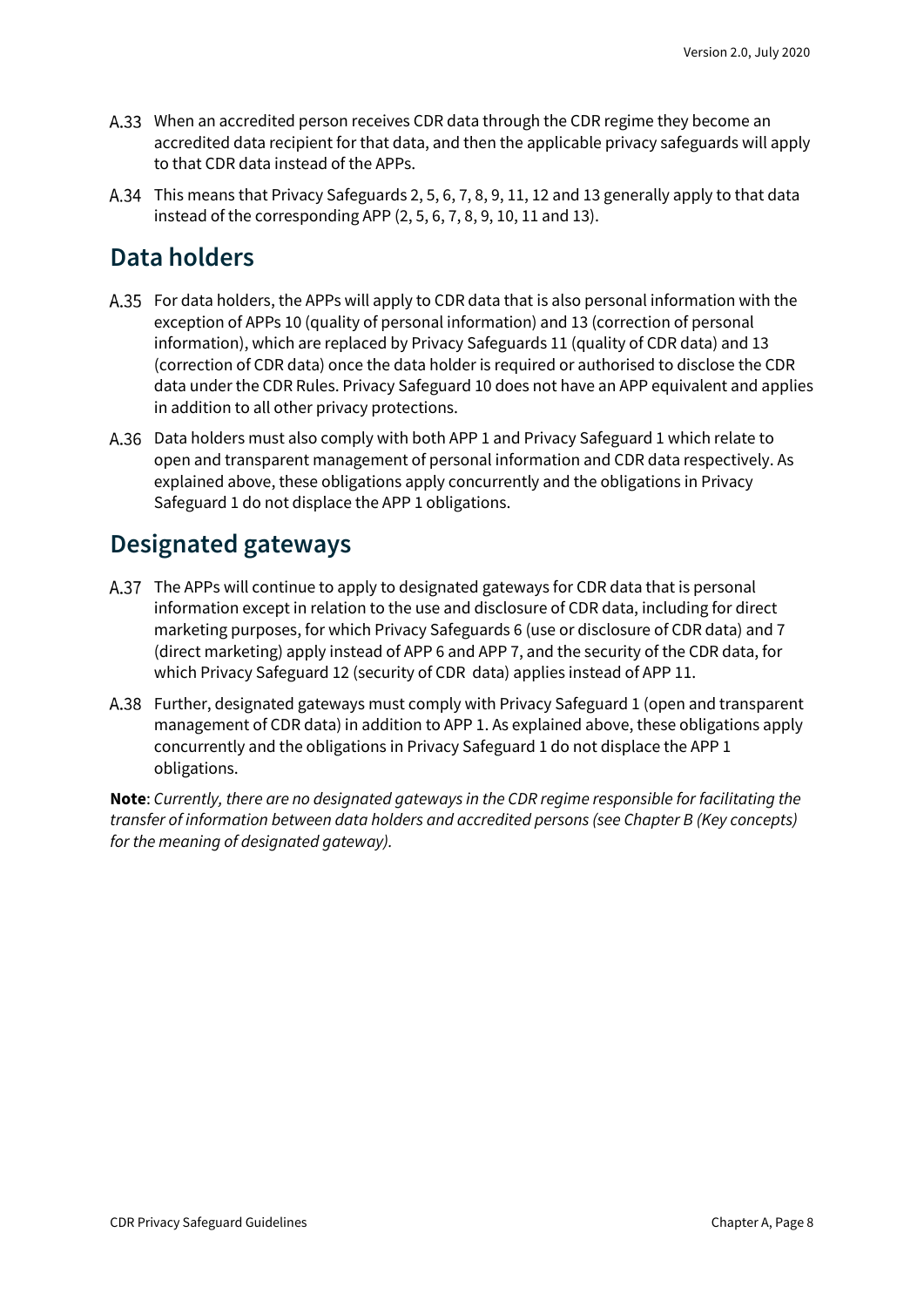A.33 When an accredited person receives CDR data through the CDR regime they become an accredited data recipient for that data, and then the applicable privacy safeguards will apply to that CDR data instead of the APPs.

A.34 This means that Privacy Safeguards 2, 5, 6, 7, 8, 9, 11, 12 and 13 generally apply to that data instead of the corresponding APP (2, 5, 6, 7, 8, 9, 10, 11 and 13).

## Data holders

A.35 For data holders, the APPs will apply to CDR data that is also personal information with the exception of APPs 10 (quality of personal information) and 13 (correction of personal information), which are replaced by Privacy Safeguards 11 (quality of CDR data) and 13 (correction of CDR data) once the data holder is required or authorised to disclose the CDR data under the CDR Rules. Privacy Safeguard 10 does not have an APP equivalent and applies in addition to all other privacy protections.

A.36 Data holders must also comply with both APP 1 and Privacy Safeguard 1 which relate to open and transparent management of personal information and CDR data respectively. As explained above, these obligations apply concurrently and the obligations in Privacy Safeguard 1 do not displace the APP 1 obligations.

## Designated gateways

A.37 The APPs will continue to apply to designated gateways for CDR data that is personal information except in relation to the use and disclosure of CDR data, including for direct marketing purposes, for which Privacy Safeguards 6 (use or disclosure of CDR data) and 7 (direct marketing) apply instead of APP 6 and APP 7, and the security of the CDR data, for which Privacy Safeguard 12 (security of CDR data) applies instead of APP 11.

A.38 Further, designated gateways must comply with Privacy Safeguard 1 (open and transparent management of CDR data) in addition to APP 1. As explained above, these obligations apply concurrently and the obligations in Privacy Safeguard 1 do not displace the APP 1 obligations.

**Note**: *Currently, there are no designated gateways in the CDR regime responsible for facilitating the transfer of information between data holders and accredited persons (see Chapter B (Key concepts) for the meaning of designated gateway).*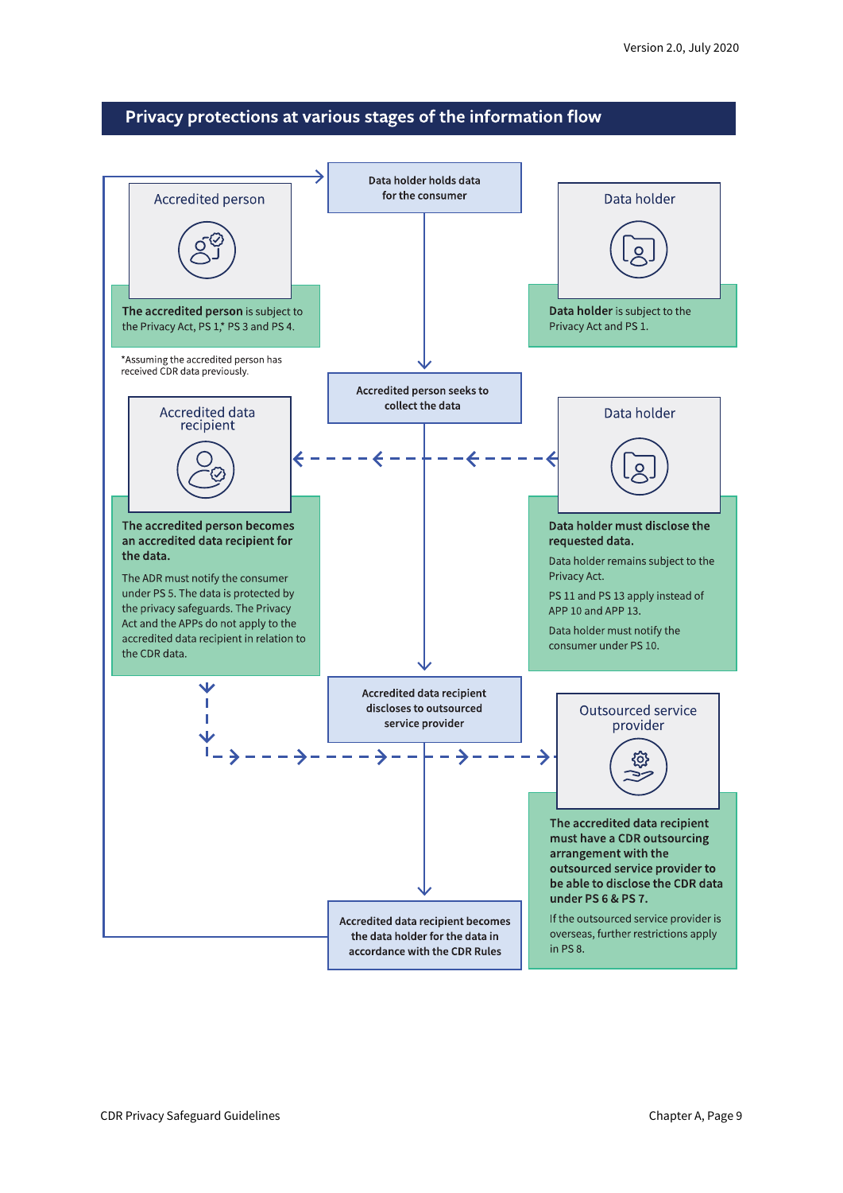## Privacy protections at various stages of the information flow

**Data holder holds data for the consumer**

Accredited person

**The accredited person** is subject to the Privacy Act, PS 1,* PS 3 and PS 4.

*Assuming the accredited person has received CDR data previously.

Data holder

**Data holder** is subject to the Privacy Act and PS 1.

**Accredited person seeks to collect the data**

Accredited data recipient

**The accredited person becomes an accredited data recipient for the data.**

The ADR must notify the consumer under PS 5. The data is protected by the privacy safeguards. The Privacy Act and the APPs do not apply to the accredited data recipient in relation to the CDR data.

Data holder

**Data holder must disclose the requested data.**

Data holder remains subject to the Privacy Act.

PS 11 and PS 13 apply instead of APP 10 and APP 13.

Data holder must notify the consumer under PS 10.

**Accredited data recipient discloses to outsourced service provider**

Outsourced service provider

**The accredited data recipient must have a CDR outsourcing arrangement with the outsourced service provider to be able to disclose the CDR data under PS 6 & PS 7.**

If the outsourced service provider is overseas, further restrictions apply in PS 8.

**Accredited data recipient becomes the data holder for the data in accordance with the CDR Rules**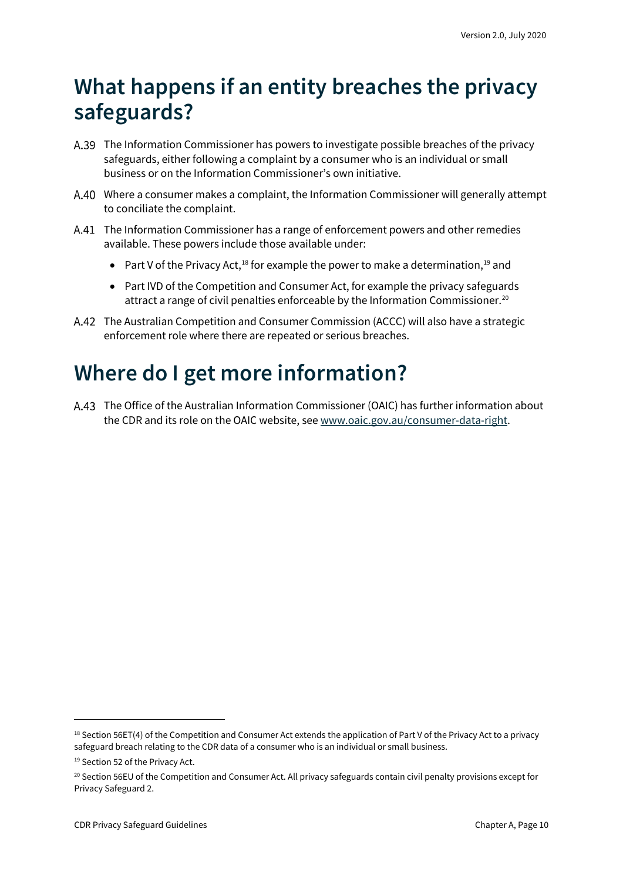# What happens if an entity breaches the privacy safeguards?

A.39 The Information Commissioner has powers to investigate possible breaches of the privacy safeguards, either following a complaint by a consumer who is an individual or small business or on the Information Commissioner's own initiative.

A.40 Where a consumer makes a complaint, the Information Commissioner will generally attempt to conciliate the complaint.

A.41 The Information Commissioner has a range of enforcement powers and other remedies available. These powers include those available under:

- Part V of the Privacy Act,[18] for example the power to make a determination,[19] and
- Part IVD of the Competition and Consumer Act, for example the privacy safeguards attract a range of civil penalties enforceable by the Information Commissioner.[20]

A.42 The Australian Competition and Consumer Commission (ACCC) will also have a strategic enforcement role where there are repeated or serious breaches.

# Where do I get more information?

A.43 The Office of the Australian Information Commissioner (OAIC) has further information about the CDR and its role on the OAIC website, see [www.oaic.gov.au/consumer-data-right](www.oaic.gov.au/consumer-data-right).

---

[18] Section 56ET(4) of the Competition and Consumer Act extends the application of Part V of the Privacy Act to a privacy safeguard breach relating to the CDR data of a consumer who is an individual or small business.

[19] Section 52 of the Privacy Act.

[20] Section 56EU of the Competition and Consumer Act. All privacy safeguards contain civil penalty provisions except for Privacy Safeguard 2.